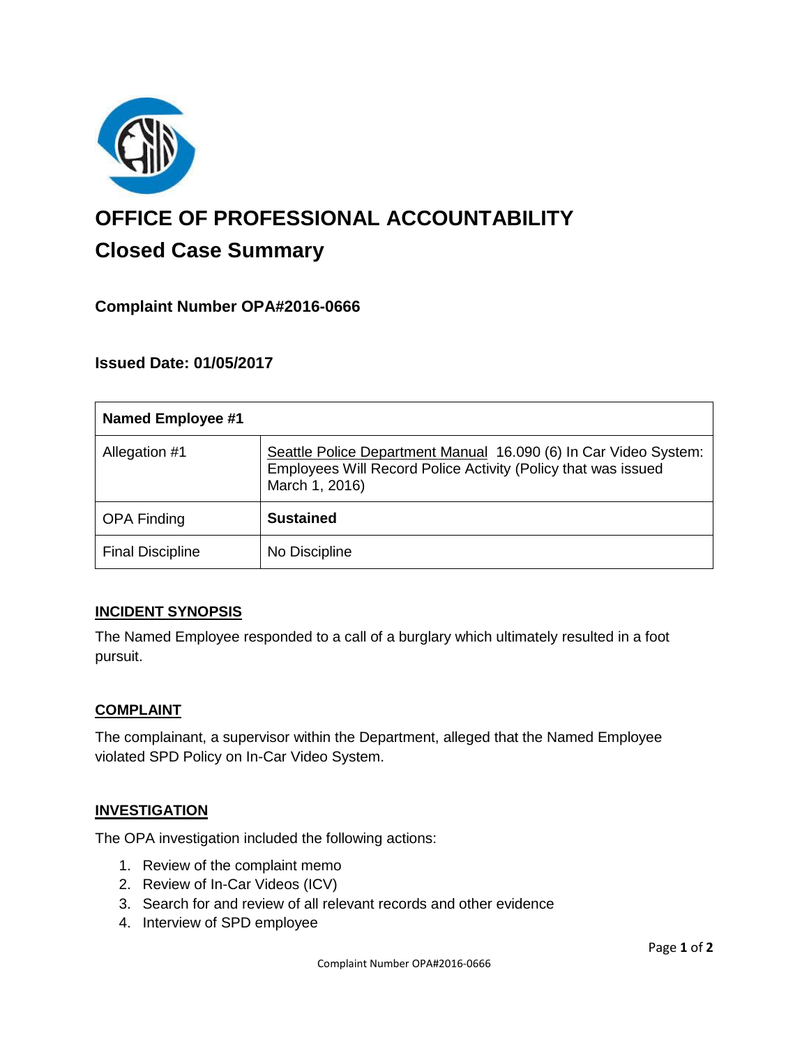# OFFICE OF PROFESSIONAL ACCOUNTABILITY

## Closed Case Summary

### Complaint Number OPA#2016-0666

### Issued Date: 01/05/2017

| **Named Employee #1** | |
|---|---|
| Allegation #1 | Seattle Police Department Manual 16.090 (6) In Car Video System: Employees Will Record Police Activity (Policy that was issued March 1, 2016) |
| OPA Finding | **Sustained** |
| Final Discipline | No Discipline |

**INCIDENT SYNOPSIS**

The Named Employee responded to a call of a burglary which ultimately resulted in a foot pursuit.

**COMPLAINT**

The complainant, a supervisor within the Department, alleged that the Named Employee violated SPD Policy on In-Car Video System.

**INVESTIGATION**

The OPA investigation included the following actions:

1. Review of the complaint memo
2. Review of In-Car Videos (ICV)
3. Search for and review of all relevant records and other evidence
4. Interview of SPD employee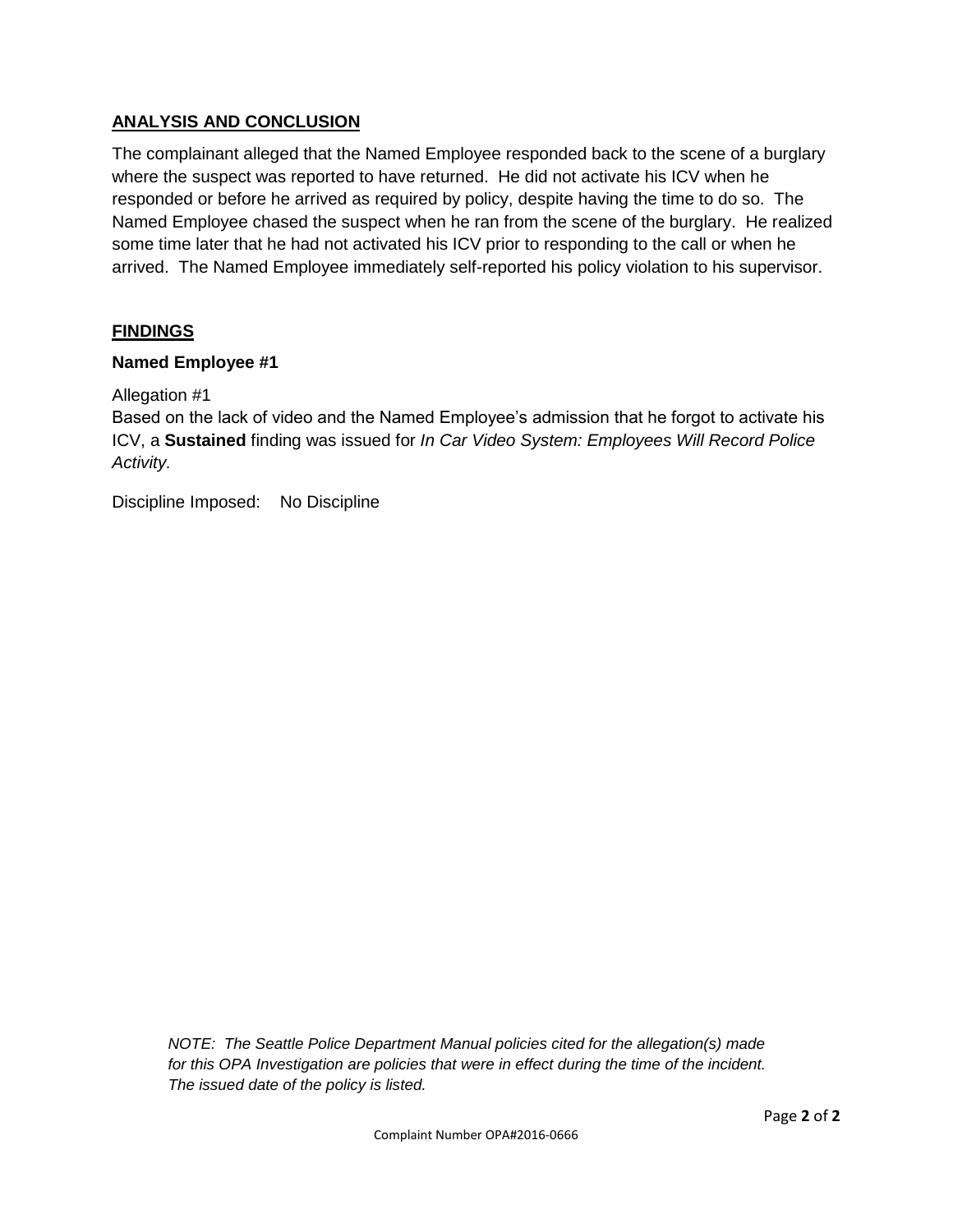## ANALYSIS AND CONCLUSION

The complainant alleged that the Named Employee responded back to the scene of a burglary where the suspect was reported to have returned. He did not activate his ICV when he responded or before he arrived as required by policy, despite having the time to do so. The Named Employee chased the suspect when he ran from the scene of the burglary. He realized some time later that he had not activated his ICV prior to responding to the call or when he arrived. The Named Employee immediately self-reported his policy violation to his supervisor.

## FINDINGS

**Named Employee #1**

Allegation #1
Based on the lack of video and the Named Employee's admission that he forgot to activate his ICV, a **Sustained** finding was issued for *In Car Video System: Employees Will Record Police Activity.*

Discipline Imposed: No Discipline

*NOTE: The Seattle Police Department Manual policies cited for the allegation(s) made for this OPA Investigation are policies that were in effect during the time of the incident. The issued date of the policy is listed.*

Complaint Number OPA#2016-0666